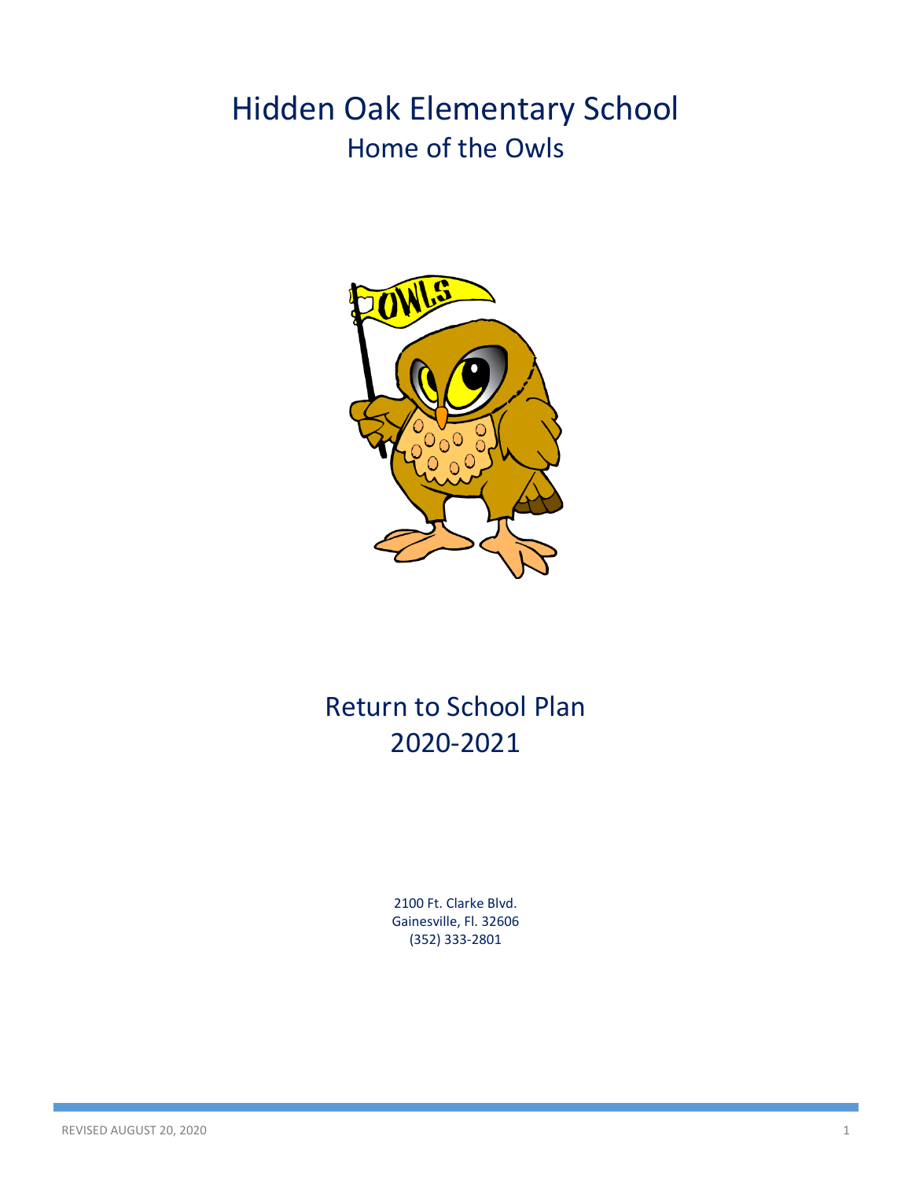# Hidden Oak Elementary School

## Home of the Owls

# Return to School Plan

## 2020-2021

2100 Ft. Clarke Blvd.
Gainesville, Fl. 32606
(352) 333-2801

REVISED AUGUST 20, 2020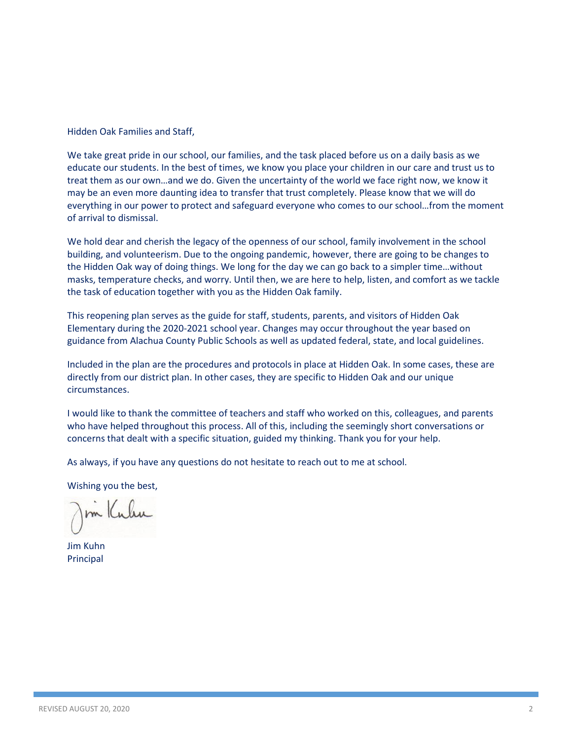Hidden Oak Families and Staff,

We take great pride in our school, our families, and the task placed before us on a daily basis as we educate our students. In the best of times, we know you place your children in our care and trust us to treat them as our own…and we do. Given the uncertainty of the world we face right now, we know it may be an even more daunting idea to transfer that trust completely. Please know that we will do everything in our power to protect and safeguard everyone who comes to our school…from the moment of arrival to dismissal.

We hold dear and cherish the legacy of the openness of our school, family involvement in the school building, and volunteerism. Due to the ongoing pandemic, however, there are going to be changes to the Hidden Oak way of doing things. We long for the day we can go back to a simpler time…without masks, temperature checks, and worry. Until then, we are here to help, listen, and comfort as we tackle the task of education together with you as the Hidden Oak family.

This reopening plan serves as the guide for staff, students, parents, and visitors of Hidden Oak Elementary during the 2020-2021 school year. Changes may occur throughout the year based on guidance from Alachua County Public Schools as well as updated federal, state, and local guidelines.

Included in the plan are the procedures and protocols in place at Hidden Oak. In some cases, these are directly from our district plan. In other cases, they are specific to Hidden Oak and our unique circumstances.

I would like to thank the committee of teachers and staff who worked on this, colleagues, and parents who have helped throughout this process. All of this, including the seemingly short conversations or concerns that dealt with a specific situation, guided my thinking. Thank you for your help.

As always, if you have any questions do not hesitate to reach out to me at school.

Wishing you the best,

Jim Kuhn

Jim Kuhn
Principal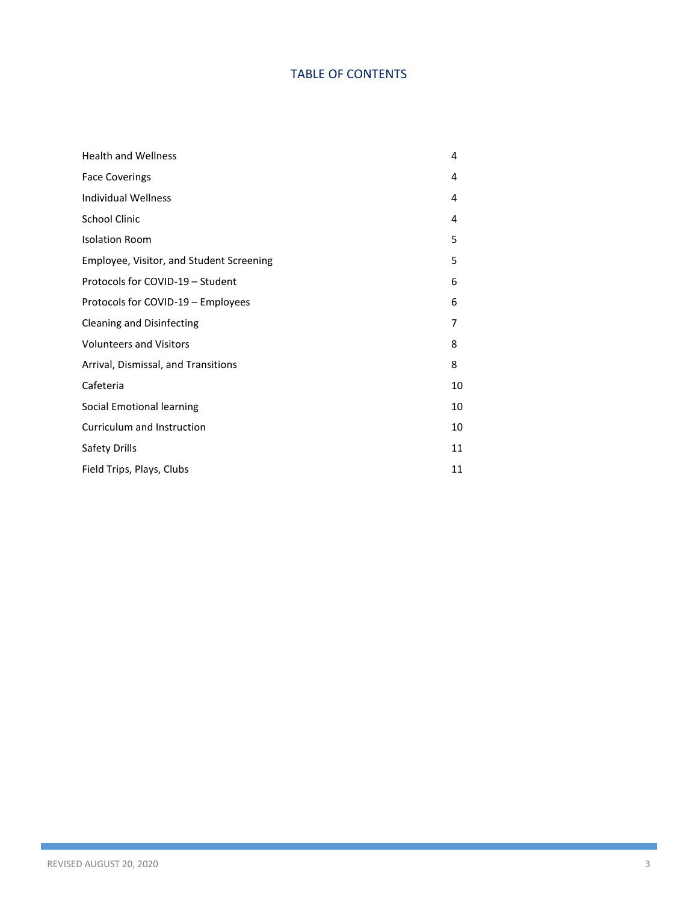## TABLE OF CONTENTS

| | |
|---|---|
| Health and Wellness | 4 |
| Face Coverings | 4 |
| Individual Wellness | 4 |
| School Clinic | 4 |
| Isolation Room | 5 |
| Employee, Visitor, and Student Screening | 5 |
| Protocols for COVID-19 – Student | 6 |
| Protocols for COVID-19 – Employees | 6 |
| Cleaning and Disinfecting | 7 |
| Volunteers and Visitors | 8 |
| Arrival, Dismissal, and Transitions | 8 |
| Cafeteria | 10 |
| Social Emotional learning | 10 |
| Curriculum and Instruction | 10 |
| Safety Drills | 11 |
| Field Trips, Plays, Clubs | 11 |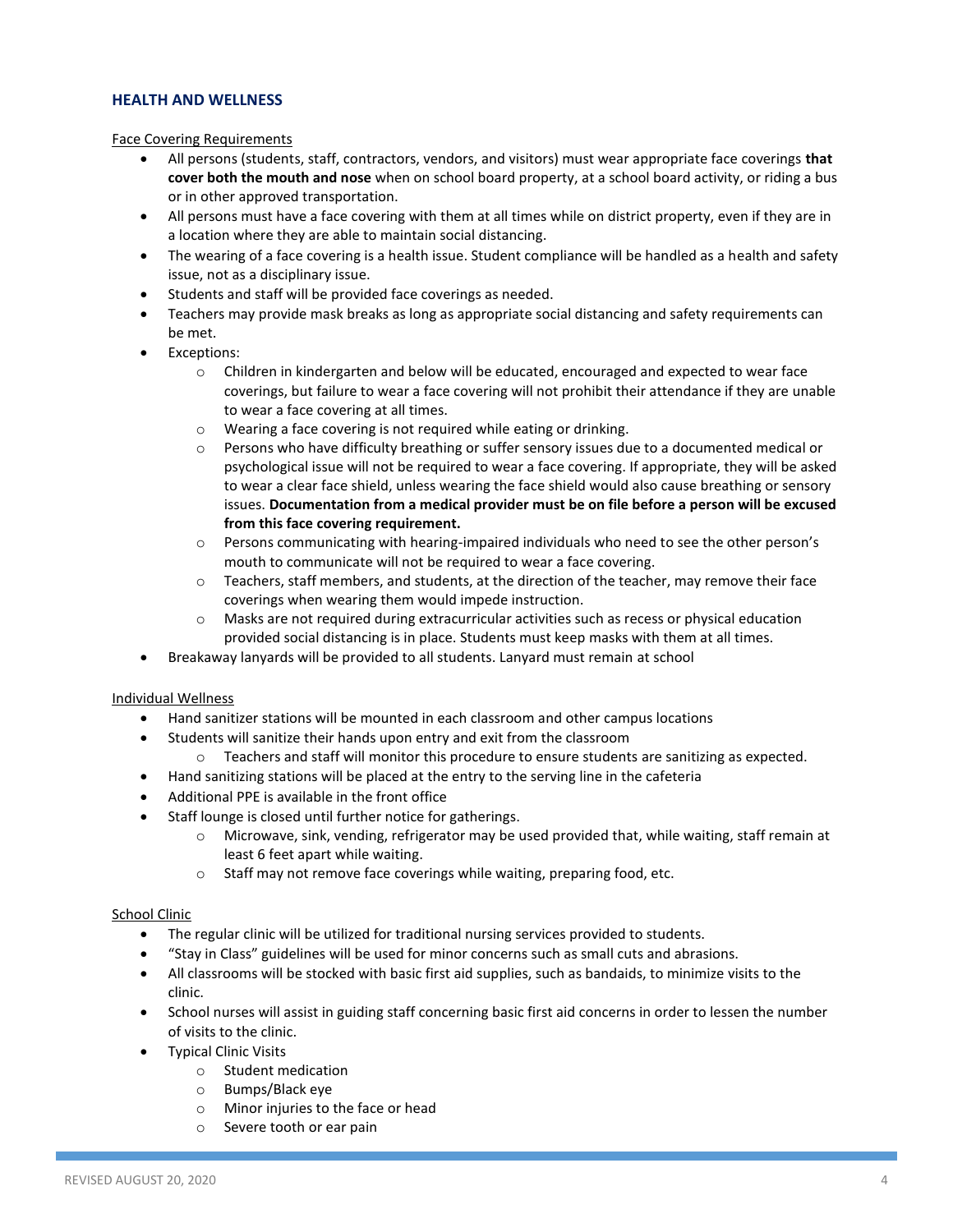## HEALTH AND WELLNESS

Face Covering Requirements

- All persons (students, staff, contractors, vendors, and visitors) must wear appropriate face coverings **that cover both the mouth and nose** when on school board property, at a school board activity, or riding a bus or in other approved transportation.
- All persons must have a face covering with them at all times while on district property, even if they are in a location where they are able to maintain social distancing.
- The wearing of a face covering is a health issue. Student compliance will be handled as a health and safety issue, not as a disciplinary issue.
- Students and staff will be provided face coverings as needed.
- Teachers may provide mask breaks as long as appropriate social distancing and safety requirements can be met.
- Exceptions:
    - Children in kindergarten and below will be educated, encouraged and expected to wear face coverings, but failure to wear a face covering will not prohibit their attendance if they are unable to wear a face covering at all times.
    - Wearing a face covering is not required while eating or drinking.
    - Persons who have difficulty breathing or suffer sensory issues due to a documented medical or psychological issue will not be required to wear a face covering. If appropriate, they will be asked to wear a clear face shield, unless wearing the face shield would also cause breathing or sensory issues. **Documentation from a medical provider must be on file before a person will be excused from this face covering requirement.**
    - Persons communicating with hearing-impaired individuals who need to see the other person's mouth to communicate will not be required to wear a face covering.
    - Teachers, staff members, and students, at the direction of the teacher, may remove their face coverings when wearing them would impede instruction.
    - Masks are not required during extracurricular activities such as recess or physical education provided social distancing is in place. Students must keep masks with them at all times.
- Breakaway lanyards will be provided to all students. Lanyard must remain at school

Individual Wellness

- Hand sanitizer stations will be mounted in each classroom and other campus locations
- Students will sanitize their hands upon entry and exit from the classroom
    - Teachers and staff will monitor this procedure to ensure students are sanitizing as expected.
- Hand sanitizing stations will be placed at the entry to the serving line in the cafeteria
- Additional PPE is available in the front office
- Staff lounge is closed until further notice for gatherings.
    - Microwave, sink, vending, refrigerator may be used provided that, while waiting, staff remain at least 6 feet apart while waiting.
    - Staff may not remove face coverings while waiting, preparing food, etc.

School Clinic

- The regular clinic will be utilized for traditional nursing services provided to students.
- "Stay in Class" guidelines will be used for minor concerns such as small cuts and abrasions.
- All classrooms will be stocked with basic first aid supplies, such as bandaids, to minimize visits to the clinic.
- School nurses will assist in guiding staff concerning basic first aid concerns in order to lessen the number of visits to the clinic.
- Typical Clinic Visits
    - Student medication
    - Bumps/Black eye
    - Minor injuries to the face or head
    - Severe tooth or ear pain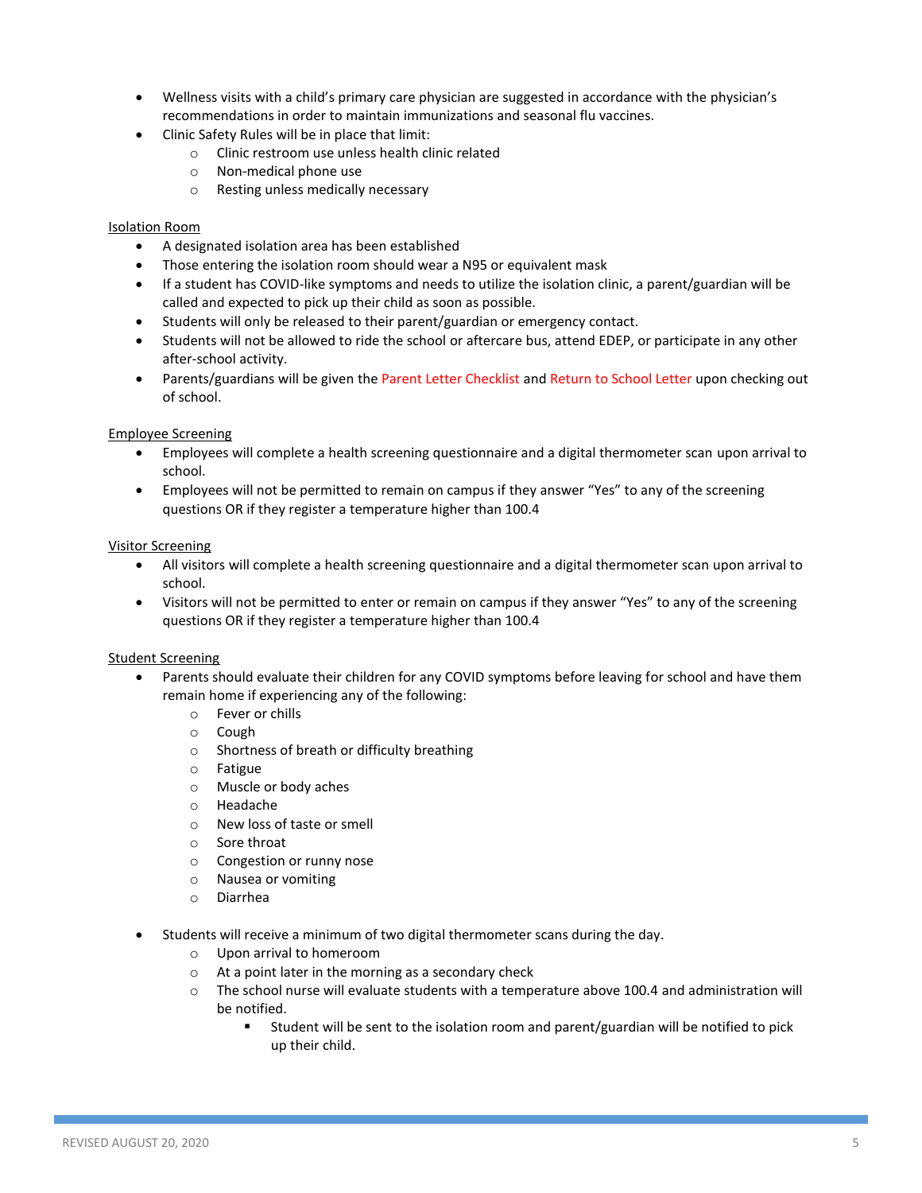- Wellness visits with a child's primary care physician are suggested in accordance with the physician's recommendations in order to maintain immunizations and seasonal flu vaccines.
- Clinic Safety Rules will be in place that limit:
    - Clinic restroom use unless health clinic related
    - Non-medical phone use
    - Resting unless medically necessary

Isolation Room

- A designated isolation area has been established
- Those entering the isolation room should wear a N95 or equivalent mask
- If a student has COVID-like symptoms and needs to utilize the isolation clinic, a parent/guardian will be called and expected to pick up their child as soon as possible.
- Students will only be released to their parent/guardian or emergency contact.
- Students will not be allowed to ride the school or aftercare bus, attend EDEP, or participate in any other after-school activity.
- Parents/guardians will be given the Parent Letter Checklist and Return to School Letter upon checking out of school.

Employee Screening

- Employees will complete a health screening questionnaire and a digital thermometer scan upon arrival to school.
- Employees will not be permitted to remain on campus if they answer "Yes" to any of the screening questions OR if they register a temperature higher than 100.4

Visitor Screening

- All visitors will complete a health screening questionnaire and a digital thermometer scan upon arrival to school.
- Visitors will not be permitted to enter or remain on campus if they answer "Yes" to any of the screening questions OR if they register a temperature higher than 100.4

Student Screening

- Parents should evaluate their children for any COVID symptoms before leaving for school and have them remain home if experiencing any of the following:
    - Fever or chills
    - Cough
    - Shortness of breath or difficulty breathing
    - Fatigue
    - Muscle or body aches
    - Headache
    - New loss of taste or smell
    - Sore throat
    - Congestion or runny nose
    - Nausea or vomiting
    - Diarrhea

- Students will receive a minimum of two digital thermometer scans during the day.
    - Upon arrival to homeroom
    - At a point later in the morning as a secondary check
    - The school nurse will evaluate students with a temperature above 100.4 and administration will be notified.
        - Student will be sent to the isolation room and parent/guardian will be notified to pick up their child.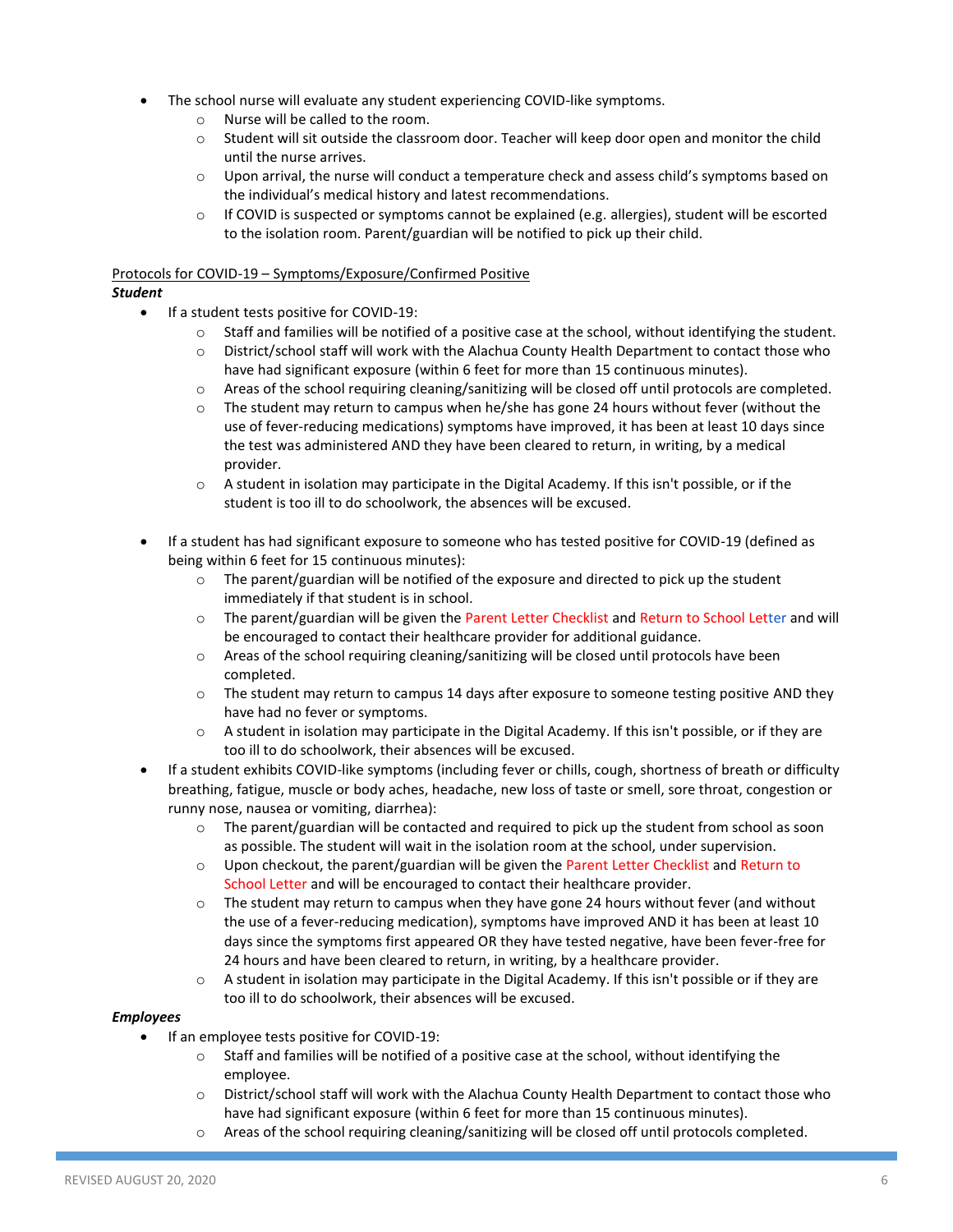- The school nurse will evaluate any student experiencing COVID-like symptoms.
  - Nurse will be called to the room.
  - Student will sit outside the classroom door. Teacher will keep door open and monitor the child until the nurse arrives.
  - Upon arrival, the nurse will conduct a temperature check and assess child's symptoms based on the individual's medical history and latest recommendations.
  - If COVID is suspected or symptoms cannot be explained (e.g. allergies), student will be escorted to the isolation room. Parent/guardian will be notified to pick up their child.

Protocols for COVID-19 – Symptoms/Exposure/Confirmed Positive

***Student***

- If a student tests positive for COVID-19:
  - Staff and families will be notified of a positive case at the school, without identifying the student.
  - District/school staff will work with the Alachua County Health Department to contact those who have had significant exposure (within 6 feet for more than 15 continuous minutes).
  - Areas of the school requiring cleaning/sanitizing will be closed off until protocols are completed.
  - The student may return to campus when he/she has gone 24 hours without fever (without the use of fever-reducing medications) symptoms have improved, it has been at least 10 days since the test was administered AND they have been cleared to return, in writing, by a medical provider.
  - A student in isolation may participate in the Digital Academy. If this isn't possible, or if the student is too ill to do schoolwork, the absences will be excused.

- If a student has had significant exposure to someone who has tested positive for COVID-19 (defined as being within 6 feet for 15 continuous minutes):
  - The parent/guardian will be notified of the exposure and directed to pick up the student immediately if that student is in school.
  - The parent/guardian will be given the Parent Letter Checklist and Return to School Letter and will be encouraged to contact their healthcare provider for additional guidance.
  - Areas of the school requiring cleaning/sanitizing will be closed until protocols have been completed.
  - The student may return to campus 14 days after exposure to someone testing positive AND they have had no fever or symptoms.
  - A student in isolation may participate in the Digital Academy. If this isn't possible, or if they are too ill to do schoolwork, their absences will be excused.
- If a student exhibits COVID-like symptoms (including fever or chills, cough, shortness of breath or difficulty breathing, fatigue, muscle or body aches, headache, new loss of taste or smell, sore throat, congestion or runny nose, nausea or vomiting, diarrhea):
  - The parent/guardian will be contacted and required to pick up the student from school as soon as possible. The student will wait in the isolation room at the school, under supervision.
  - Upon checkout, the parent/guardian will be given the Parent Letter Checklist and Return to School Letter and will be encouraged to contact their healthcare provider.
  - The student may return to campus when they have gone 24 hours without fever (and without the use of a fever-reducing medication), symptoms have improved AND it has been at least 10 days since the symptoms first appeared OR they have tested negative, have been fever-free for 24 hours and have been cleared to return, in writing, by a healthcare provider.
  - A student in isolation may participate in the Digital Academy. If this isn't possible or if they are too ill to do schoolwork, their absences will be excused.

***Employees***

- If an employee tests positive for COVID-19:
  - Staff and families will be notified of a positive case at the school, without identifying the employee.
  - District/school staff will work with the Alachua County Health Department to contact those who have had significant exposure (within 6 feet for more than 15 continuous minutes).
  - Areas of the school requiring cleaning/sanitizing will be closed off until protocols completed.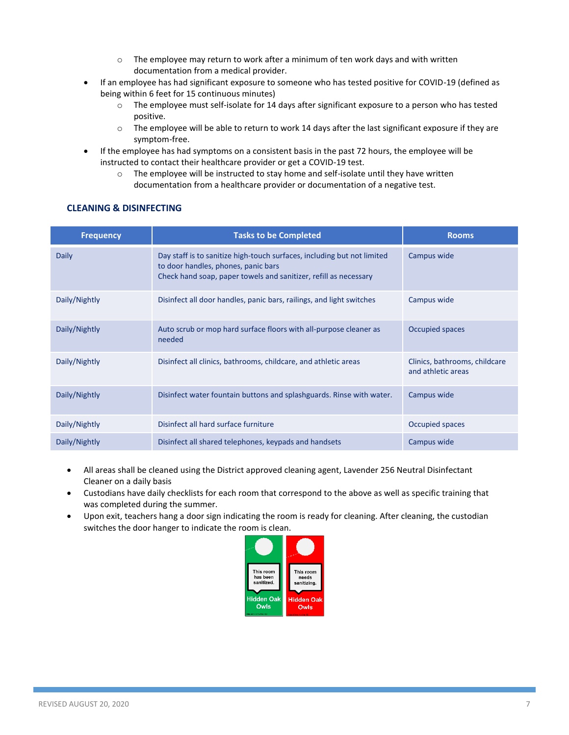- The employee may return to work after a minimum of ten work days and with written documentation from a medical provider.
- If an employee has had significant exposure to someone who has tested positive for COVID-19 (defined as being within 6 feet for 15 continuous minutes)
  - The employee must self-isolate for 14 days after significant exposure to a person who has tested positive.
  - The employee will be able to return to work 14 days after the last significant exposure if they are symptom-free.
- If the employee has had symptoms on a consistent basis in the past 72 hours, the employee will be instructed to contact their healthcare provider or get a COVID-19 test.
  - The employee will be instructed to stay home and self-isolate until they have written documentation from a healthcare provider or documentation of a negative test.

## CLEANING & DISINFECTING

| Frequency | Tasks to be Completed | Rooms |
|---|---|---|
| Daily | Day staff is to sanitize high-touch surfaces, including but not limited to door handles, phones, panic bars<br>Check hand soap, paper towels and sanitizer, refill as necessary | Campus wide |
| Daily/Nightly | Disinfect all door handles, panic bars, railings, and light switches | Campus wide |
| Daily/Nightly | Auto scrub or mop hard surface floors with all-purpose cleaner as needed | Occupied spaces |
| Daily/Nightly | Disinfect all clinics, bathrooms, childcare, and athletic areas | Clinics, bathrooms, childcare and athletic areas |
| Daily/Nightly | Disinfect water fountain buttons and splashguards. Rinse with water. | Campus wide |
| Daily/Nightly | Disinfect all hard surface furniture | Occupied spaces |
| Daily/Nightly | Disinfect all shared telephones, keypads and handsets | Campus wide |

- All areas shall be cleaned using the District approved cleaning agent, Lavender 256 Neutral Disinfectant Cleaner on a daily basis
- Custodians have daily checklists for each room that correspond to the above as well as specific training that was completed during the summer.
- Upon exit, teachers hang a door sign indicating the room is ready for cleaning. After cleaning, the custodian switches the door hanger to indicate the room is clean.

This room has been sanitized. Hidden Oak Owls

This room needs sanitizing. Hidden Oak Owls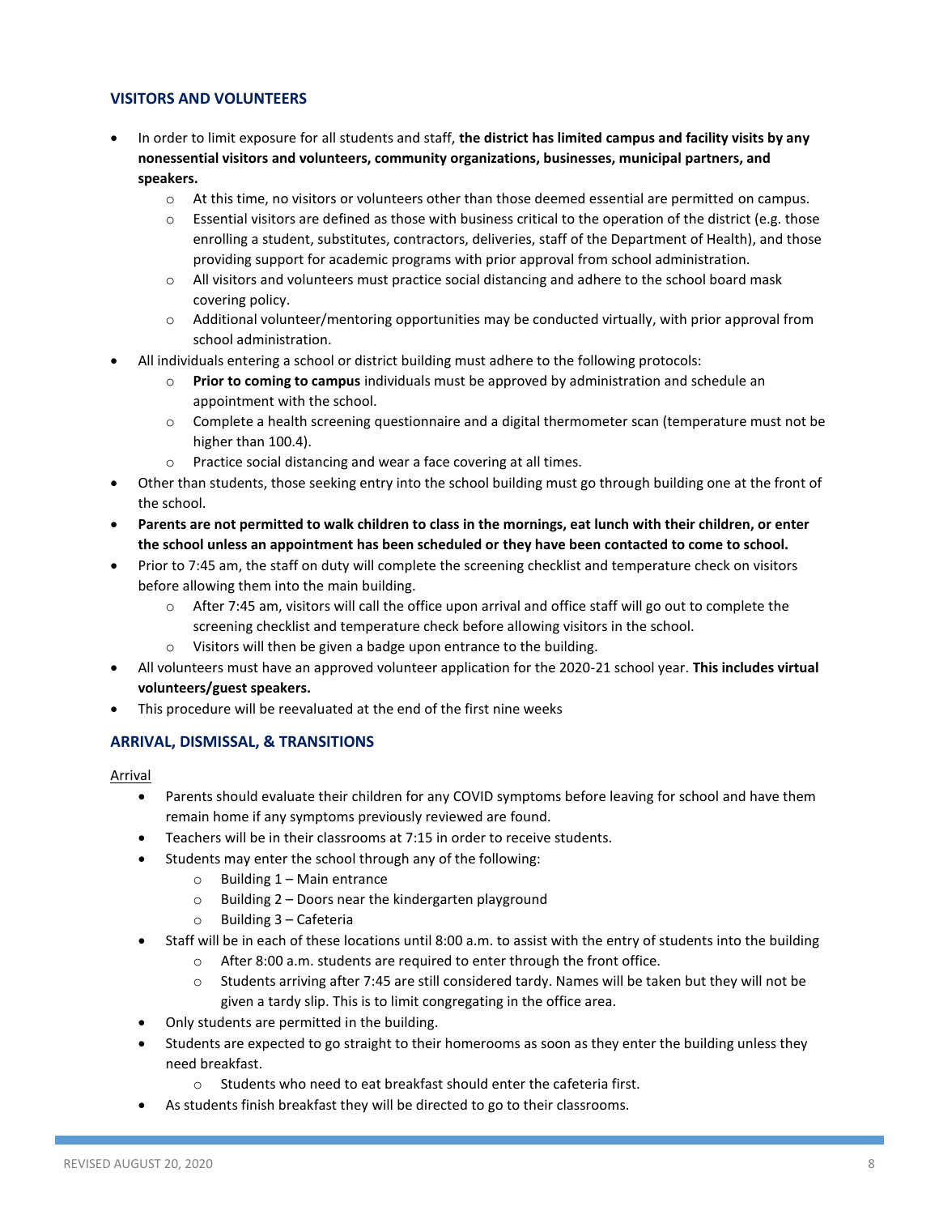## VISITORS AND VOLUNTEERS

- In order to limit exposure for all students and staff, **the district has limited campus and facility visits by any nonessential visitors and volunteers, community organizations, businesses, municipal partners, and speakers.**
  - At this time, no visitors or volunteers other than those deemed essential are permitted on campus.
  - Essential visitors are defined as those with business critical to the operation of the district (e.g. those enrolling a student, substitutes, contractors, deliveries, staff of the Department of Health), and those providing support for academic programs with prior approval from school administration.
  - All visitors and volunteers must practice social distancing and adhere to the school board mask covering policy.
  - Additional volunteer/mentoring opportunities may be conducted virtually, with prior approval from school administration.
- All individuals entering a school or district building must adhere to the following protocols:
  - **Prior to coming to campus** individuals must be approved by administration and schedule an appointment with the school.
  - Complete a health screening questionnaire and a digital thermometer scan (temperature must not be higher than 100.4).
  - Practice social distancing and wear a face covering at all times.
- Other than students, those seeking entry into the school building must go through building one at the front of the school.
- **Parents are not permitted to walk children to class in the mornings, eat lunch with their children, or enter the school unless an appointment has been scheduled or they have been contacted to come to school.**
- Prior to 7:45 am, the staff on duty will complete the screening checklist and temperature check on visitors before allowing them into the main building.
  - After 7:45 am, visitors will call the office upon arrival and office staff will go out to complete the screening checklist and temperature check before allowing visitors in the school.
  - Visitors will then be given a badge upon entrance to the building.
- All volunteers must have an approved volunteer application for the 2020-21 school year. **This includes virtual volunteers/guest speakers.**
- This procedure will be reevaluated at the end of the first nine weeks

## ARRIVAL, DISMISSAL, & TRANSITIONS

<u>Arrival</u>

- Parents should evaluate their children for any COVID symptoms before leaving for school and have them remain home if any symptoms previously reviewed are found.
- Teachers will be in their classrooms at 7:15 in order to receive students.
- Students may enter the school through any of the following:
  - Building 1 – Main entrance
  - Building 2 – Doors near the kindergarten playground
  - Building 3 – Cafeteria
- Staff will be in each of these locations until 8:00 a.m. to assist with the entry of students into the building
  - After 8:00 a.m. students are required to enter through the front office.
  - Students arriving after 7:45 are still considered tardy. Names will be taken but they will not be given a tardy slip. This is to limit congregating in the office area.
- Only students are permitted in the building.
- Students are expected to go straight to their homerooms as soon as they enter the building unless they need breakfast.
  - Students who need to eat breakfast should enter the cafeteria first.
- As students finish breakfast they will be directed to go to their classrooms.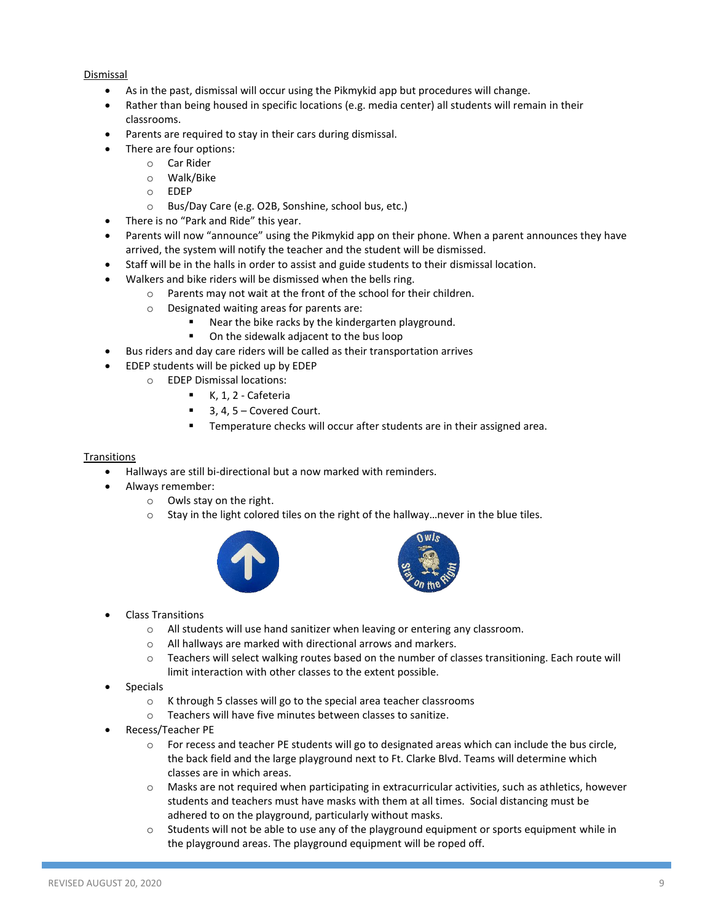Dismissal

- As in the past, dismissal will occur using the Pikmykid app but procedures will change.
- Rather than being housed in specific locations (e.g. media center) all students will remain in their classrooms.
- Parents are required to stay in their cars during dismissal.
- There are four options:
  - Car Rider
  - Walk/Bike
  - EDEP
  - Bus/Day Care (e.g. O2B, Sonshine, school bus, etc.)
- There is no "Park and Ride" this year.
- Parents will now "announce" using the Pikmykid app on their phone. When a parent announces they have arrived, the system will notify the teacher and the student will be dismissed.
- Staff will be in the halls in order to assist and guide students to their dismissal location.
- Walkers and bike riders will be dismissed when the bells ring.
  - Parents may not wait at the front of the school for their children.
  - Designated waiting areas for parents are:
    - Near the bike racks by the kindergarten playground.
    - On the sidewalk adjacent to the bus loop
- Bus riders and day care riders will be called as their transportation arrives
- EDEP students will be picked up by EDEP
  - EDEP Dismissal locations:
    - K, 1, 2 - Cafeteria
    - 3, 4, 5 – Covered Court.
    - Temperature checks will occur after students are in their assigned area.

Transitions

- Hallways are still bi-directional but a now marked with reminders.
- Always remember:
  - Owls stay on the right.
  - Stay in the light colored tiles on the right of the hallway…never in the blue tiles.
- Class Transitions
  - All students will use hand sanitizer when leaving or entering any classroom.
  - All hallways are marked with directional arrows and markers.
  - Teachers will select walking routes based on the number of classes transitioning. Each route will limit interaction with other classes to the extent possible.
- Specials
  - K through 5 classes will go to the special area teacher classrooms
  - Teachers will have five minutes between classes to sanitize.
- Recess/Teacher PE
  - For recess and teacher PE students will go to designated areas which can include the bus circle, the back field and the large playground next to Ft. Clarke Blvd. Teams will determine which classes are in which areas.
  - Masks are not required when participating in extracurricular activities, such as athletics, however students and teachers must have masks with them at all times. Social distancing must be adhered to on the playground, particularly without masks.
  - Students will not be able to use any of the playground equipment or sports equipment while in the playground areas. The playground equipment will be roped off.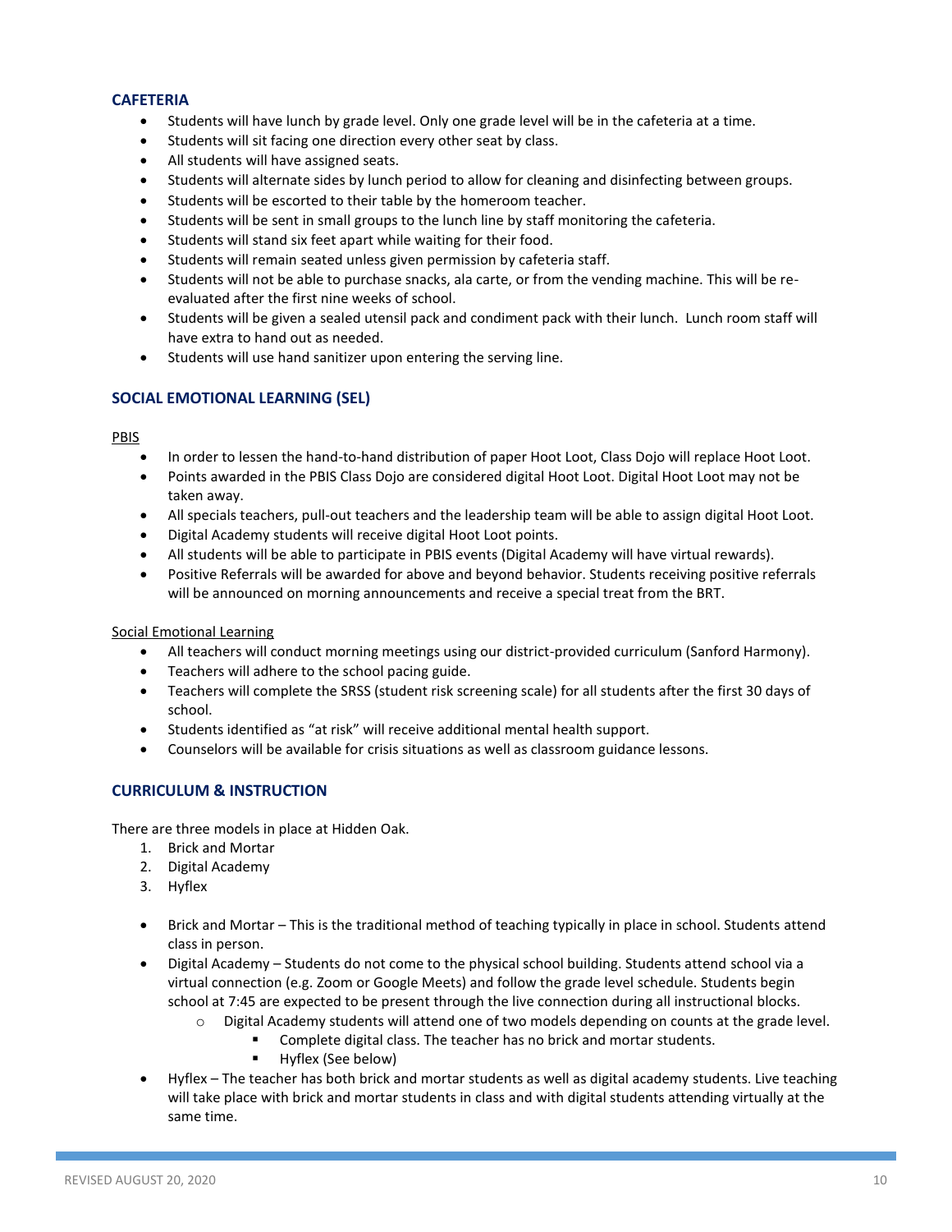## CAFETERIA

- Students will have lunch by grade level. Only one grade level will be in the cafeteria at a time.
- Students will sit facing one direction every other seat by class.
- All students will have assigned seats.
- Students will alternate sides by lunch period to allow for cleaning and disinfecting between groups.
- Students will be escorted to their table by the homeroom teacher.
- Students will be sent in small groups to the lunch line by staff monitoring the cafeteria.
- Students will stand six feet apart while waiting for their food.
- Students will remain seated unless given permission by cafeteria staff.
- Students will not be able to purchase snacks, ala carte, or from the vending machine. This will be re-evaluated after the first nine weeks of school.
- Students will be given a sealed utensil pack and condiment pack with their lunch. Lunch room staff will have extra to hand out as needed.
- Students will use hand sanitizer upon entering the serving line.

## SOCIAL EMOTIONAL LEARNING (SEL)

PBIS

- In order to lessen the hand-to-hand distribution of paper Hoot Loot, Class Dojo will replace Hoot Loot.
- Points awarded in the PBIS Class Dojo are considered digital Hoot Loot. Digital Hoot Loot may not be taken away.
- All specials teachers, pull-out teachers and the leadership team will be able to assign digital Hoot Loot.
- Digital Academy students will receive digital Hoot Loot points.
- All students will be able to participate in PBIS events (Digital Academy will have virtual rewards).
- Positive Referrals will be awarded for above and beyond behavior. Students receiving positive referrals will be announced on morning announcements and receive a special treat from the BRT.

Social Emotional Learning

- All teachers will conduct morning meetings using our district-provided curriculum (Sanford Harmony).
- Teachers will adhere to the school pacing guide.
- Teachers will complete the SRSS (student risk screening scale) for all students after the first 30 days of school.
- Students identified as "at risk" will receive additional mental health support.
- Counselors will be available for crisis situations as well as classroom guidance lessons.

## CURRICULUM & INSTRUCTION

There are three models in place at Hidden Oak.

1. Brick and Mortar
2. Digital Academy
3. Hyflex

- Brick and Mortar – This is the traditional method of teaching typically in place in school. Students attend class in person.
- Digital Academy – Students do not come to the physical school building. Students attend school via a virtual connection (e.g. Zoom or Google Meets) and follow the grade level schedule. Students begin school at 7:45 are expected to be present through the live connection during all instructional blocks.
  - Digital Academy students will attend one of two models depending on counts at the grade level.
    - Complete digital class. The teacher has no brick and mortar students.
    - Hyflex (See below)
- Hyflex – The teacher has both brick and mortar students as well as digital academy students. Live teaching will take place with brick and mortar students in class and with digital students attending virtually at the same time.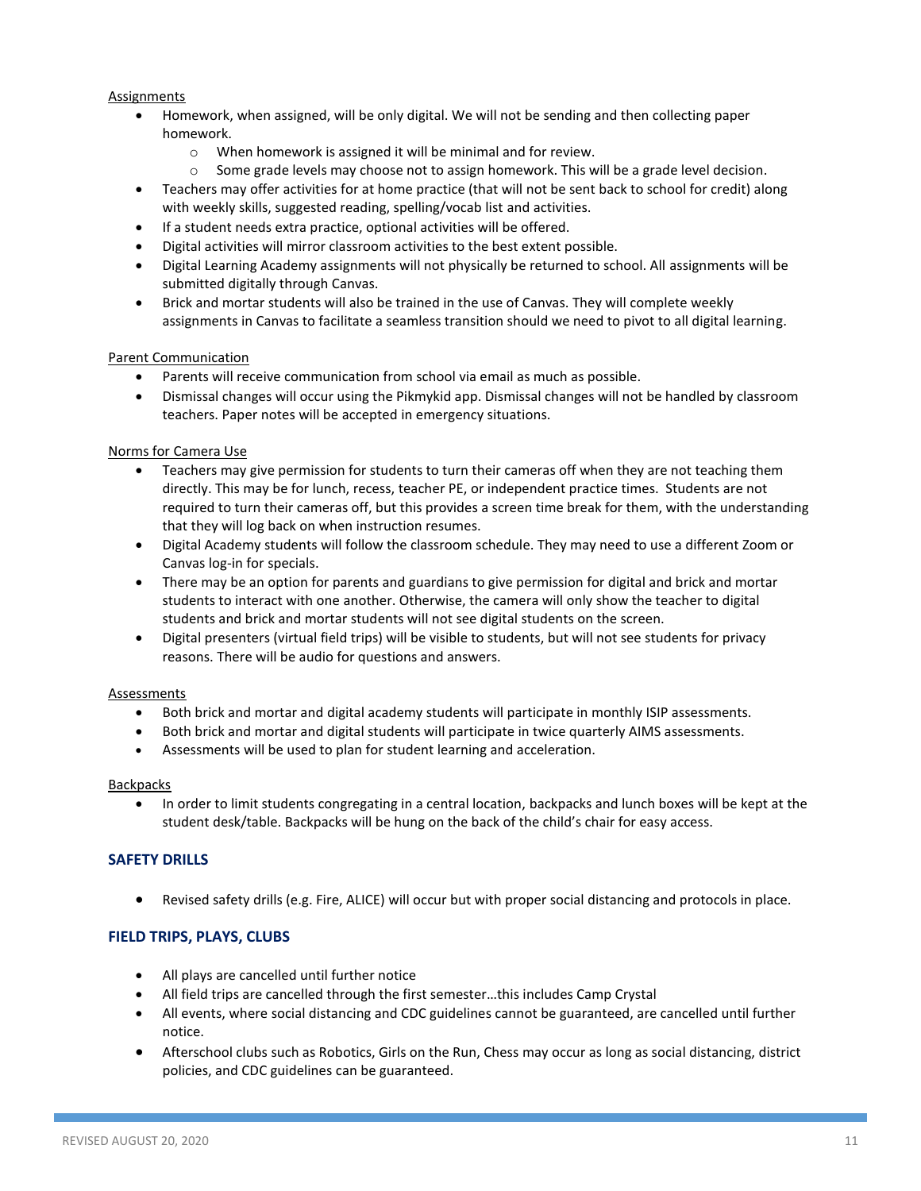Assignments

- Homework, when assigned, will be only digital. We will not be sending and then collecting paper homework.
    - When homework is assigned it will be minimal and for review.
    - Some grade levels may choose not to assign homework. This will be a grade level decision.
- Teachers may offer activities for at home practice (that will not be sent back to school for credit) along with weekly skills, suggested reading, spelling/vocab list and activities.
- If a student needs extra practice, optional activities will be offered.
- Digital activities will mirror classroom activities to the best extent possible.
- Digital Learning Academy assignments will not physically be returned to school. All assignments will be submitted digitally through Canvas.
- Brick and mortar students will also be trained in the use of Canvas. They will complete weekly assignments in Canvas to facilitate a seamless transition should we need to pivot to all digital learning.

Parent Communication

- Parents will receive communication from school via email as much as possible.
- Dismissal changes will occur using the Pikmykid app. Dismissal changes will not be handled by classroom teachers. Paper notes will be accepted in emergency situations.

Norms for Camera Use

- Teachers may give permission for students to turn their cameras off when they are not teaching them directly. This may be for lunch, recess, teacher PE, or independent practice times. Students are not required to turn their cameras off, but this provides a screen time break for them, with the understanding that they will log back on when instruction resumes.
- Digital Academy students will follow the classroom schedule. They may need to use a different Zoom or Canvas log-in for specials.
- There may be an option for parents and guardians to give permission for digital and brick and mortar students to interact with one another. Otherwise, the camera will only show the teacher to digital students and brick and mortar students will not see digital students on the screen.
- Digital presenters (virtual field trips) will be visible to students, but will not see students for privacy reasons. There will be audio for questions and answers.

Assessments

- Both brick and mortar and digital academy students will participate in monthly ISIP assessments.
- Both brick and mortar and digital students will participate in twice quarterly AIMS assessments.
- Assessments will be used to plan for student learning and acceleration.

Backpacks

- In order to limit students congregating in a central location, backpacks and lunch boxes will be kept at the student desk/table. Backpacks will be hung on the back of the child's chair for easy access.

## SAFETY DRILLS

- Revised safety drills (e.g. Fire, ALICE) will occur but with proper social distancing and protocols in place.

## FIELD TRIPS, PLAYS, CLUBS

- All plays are cancelled until further notice
- All field trips are cancelled through the first semester…this includes Camp Crystal
- All events, where social distancing and CDC guidelines cannot be guaranteed, are cancelled until further notice.
- Afterschool clubs such as Robotics, Girls on the Run, Chess may occur as long as social distancing, district policies, and CDC guidelines can be guaranteed.